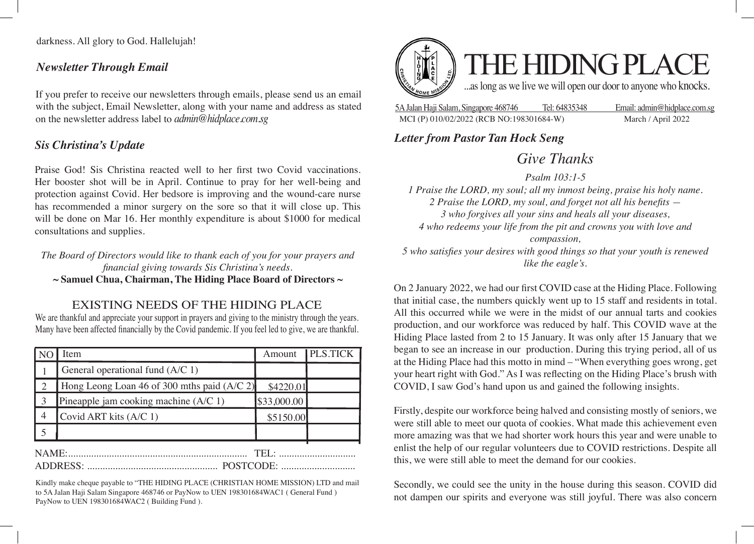darkness. All glory to God. Hallelujah!

### *Newsletter Through Email*

If you prefer to receive our newsletters through emails, please send us an email with the subject, Email Newsletter, along with your name and address as stated on the newsletter address label to *admin@hidplace.com.sg*

### *Sis Christina's Update*

Praise God! Sis Christina reacted well to her first two Covid vaccinations. Her booster shot will be in April. Continue to pray for her well-being and protection against Covid. Her bedsore is improving and the wound-care nurse has recommended a minor surgery on the sore so that it will close up. This will be done on Mar 16. Her monthly expenditure is about $1000 for medical consultations and supplies.

*The Board of Directors would like to thank each of you for your prayers and financial giving towards Sis Christina's needs.*

**~ Samuel Chua, Chairman, The Hiding Place Board of Directors ~**

## EXISTING NEEDS OF THE HIDING PLACE

We are thankful and appreciate your support in prayers and giving to the ministry through the years. Many have been affected financially by the Covid pandemic. If you feel led to give, we are thankful.

| NO | Item | Amount | PLS.TICK |
|---|---|---|---|
| 1 | General operational fund (A/C 1) | | |
| 2 | Hong Leong Loan 46 of 300 mths paid (A/C 2) | $4220.01 | |
| 3 | Pineapple jam cooking machine (A/C 1) | $33,000.00 | |
| 4 | Covid ART kits (A/C 1) | $5150.00 | |
| 5 | | | |

NAME:...................................................................... TEL: .............................

ADDRESS: .................................................. POSTCODE: ............................

Kindly make cheque payable to "THE HIDING PLACE (CHRISTIAN HOME MISSION) LTD and mail to 5A Jalan Haji Salam Singapore 468746 or PayNow to UEN 198301684WAC1 ( General Fund ) PayNow to UEN 198301684WAC2 ( Building Fund ).

# THE HIDING PLACE

...as long as we live we will open our door to anyone who knocks.

5A Jalan Haji Salam, Singapore 468746 | Tel: 64835348 | Email: admin@hidplace.com.sg

MCI (P) 010/02/2022 (RCB NO:198301684-W) | March / April 2022

### *Letter from Pastor Tan Hock Seng*

## *Give Thanks*

*Psalm 103:1-5*

*1 Praise the LORD, my soul; all my inmost being, praise his holy name.*
*2 Praise the LORD, my soul, and forget not all his benefits —*
*3 who forgives all your sins and heals all your diseases,*
*4 who redeems your life from the pit and crowns you with love and compassion,*
*5 who satisfies your desires with good things so that your youth is renewed like the eagle's.*

On 2 January 2022, we had our first COVID case at the Hiding Place. Following that initial case, the numbers quickly went up to 15 staff and residents in total. All this occurred while we were in the midst of our annual tarts and cookies production, and our workforce was reduced by half. This COVID wave at the Hiding Place lasted from 2 to 15 January. It was only after 15 January that we began to see an increase in our production. During this trying period, all of us at the Hiding Place had this motto in mind – "When everything goes wrong, get your heart right with God." As I was reflecting on the Hiding Place's brush with COVID, I saw God's hand upon us and gained the following insights.

Firstly, despite our workforce being halved and consisting mostly of seniors, we were still able to meet our quota of cookies. What made this achievement even more amazing was that we had shorter work hours this year and were unable to enlist the help of our regular volunteers due to COVID restrictions. Despite all this, we were still able to meet the demand for our cookies.

Secondly, we could see the unity in the house during this season. COVID did not dampen our spirits and everyone was still joyful. There was also concern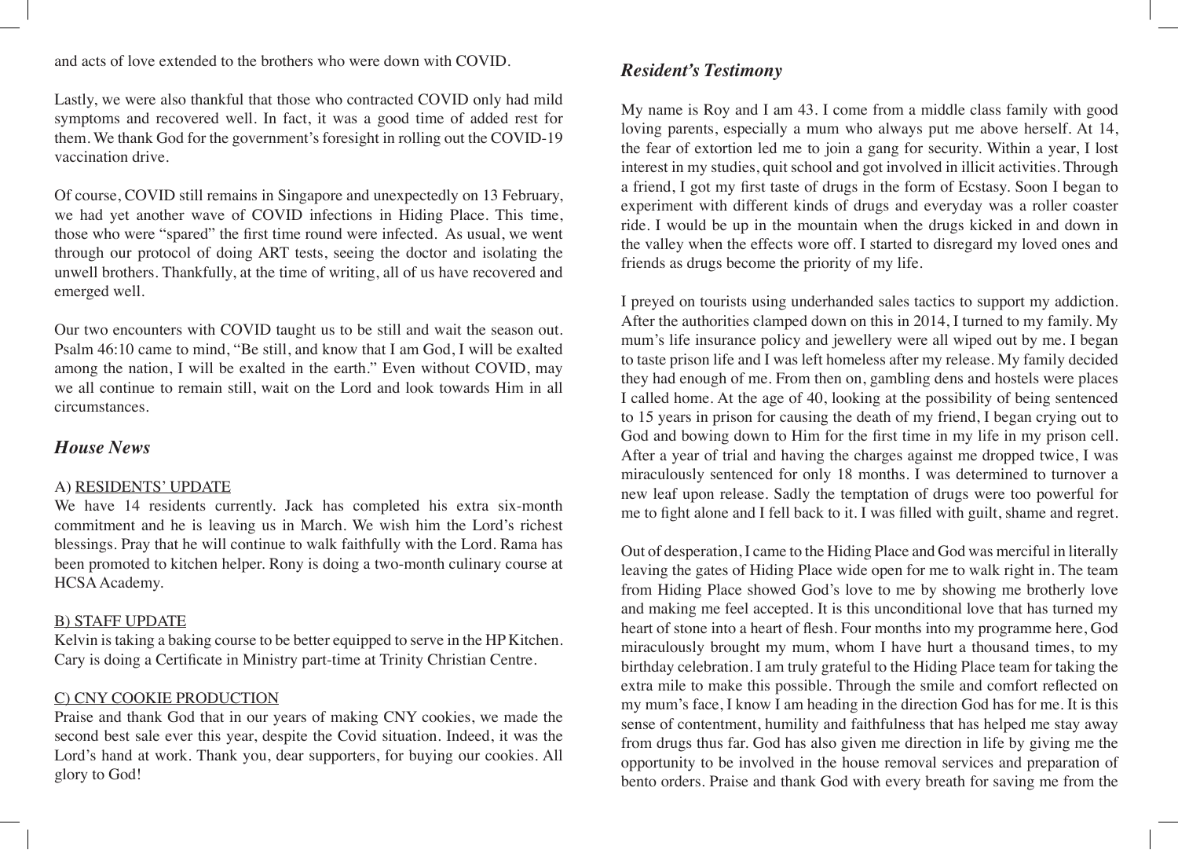and acts of love extended to the brothers who were down with COVID.

Lastly, we were also thankful that those who contracted COVID only had mild symptoms and recovered well. In fact, it was a good time of added rest for them. We thank God for the government's foresight in rolling out the COVID-19 vaccination drive.

Of course, COVID still remains in Singapore and unexpectedly on 13 February, we had yet another wave of COVID infections in Hiding Place. This time, those who were "spared" the first time round were infected. As usual, we went through our protocol of doing ART tests, seeing the doctor and isolating the unwell brothers. Thankfully, at the time of writing, all of us have recovered and emerged well.

Our two encounters with COVID taught us to be still and wait the season out. Psalm 46:10 came to mind, "Be still, and know that I am God, I will be exalted among the nation, I will be exalted in the earth." Even without COVID, may we all continue to remain still, wait on the Lord and look towards Him in all circumstances.

## *House News*

A) RESIDENTS' UPDATE

We have 14 residents currently. Jack has completed his extra six-month commitment and he is leaving us in March. We wish him the Lord's richest blessings. Pray that he will continue to walk faithfully with the Lord. Rama has been promoted to kitchen helper. Rony is doing a two-month culinary course at HCSA Academy.

B) STAFF UPDATE

Kelvin is taking a baking course to be better equipped to serve in the HP Kitchen. Cary is doing a Certificate in Ministry part-time at Trinity Christian Centre.

C) CNY COOKIE PRODUCTION

Praise and thank God that in our years of making CNY cookies, we made the second best sale ever this year, despite the Covid situation. Indeed, it was the Lord's hand at work. Thank you, dear supporters, for buying our cookies. All glory to God!

## *Resident's Testimony*

My name is Roy and I am 43. I come from a middle class family with good loving parents, especially a mum who always put me above herself. At 14, the fear of extortion led me to join a gang for security. Within a year, I lost interest in my studies, quit school and got involved in illicit activities. Through a friend, I got my first taste of drugs in the form of Ecstasy. Soon I began to experiment with different kinds of drugs and everyday was a roller coaster ride. I would be up in the mountain when the drugs kicked in and down in the valley when the effects wore off. I started to disregard my loved ones and friends as drugs become the priority of my life.

I preyed on tourists using underhanded sales tactics to support my addiction. After the authorities clamped down on this in 2014, I turned to my family. My mum's life insurance policy and jewellery were all wiped out by me. I began to taste prison life and I was left homeless after my release. My family decided they had enough of me. From then on, gambling dens and hostels were places I called home. At the age of 40, looking at the possibility of being sentenced to 15 years in prison for causing the death of my friend, I began crying out to God and bowing down to Him for the first time in my life in my prison cell. After a year of trial and having the charges against me dropped twice, I was miraculously sentenced for only 18 months. I was determined to turnover a new leaf upon release. Sadly the temptation of drugs were too powerful for me to fight alone and I fell back to it. I was filled with guilt, shame and regret.

Out of desperation, I came to the Hiding Place and God was merciful in literally leaving the gates of Hiding Place wide open for me to walk right in. The team from Hiding Place showed God's love to me by showing me brotherly love and making me feel accepted. It is this unconditional love that has turned my heart of stone into a heart of flesh. Four months into my programme here, God miraculously brought my mum, whom I have hurt a thousand times, to my birthday celebration. I am truly grateful to the Hiding Place team for taking the extra mile to make this possible. Through the smile and comfort reflected on my mum's face, I know I am heading in the direction God has for me. It is this sense of contentment, humility and faithfulness that has helped me stay away from drugs thus far. God has also given me direction in life by giving me the opportunity to be involved in the house removal services and preparation of bento orders. Praise and thank God with every breath for saving me from the